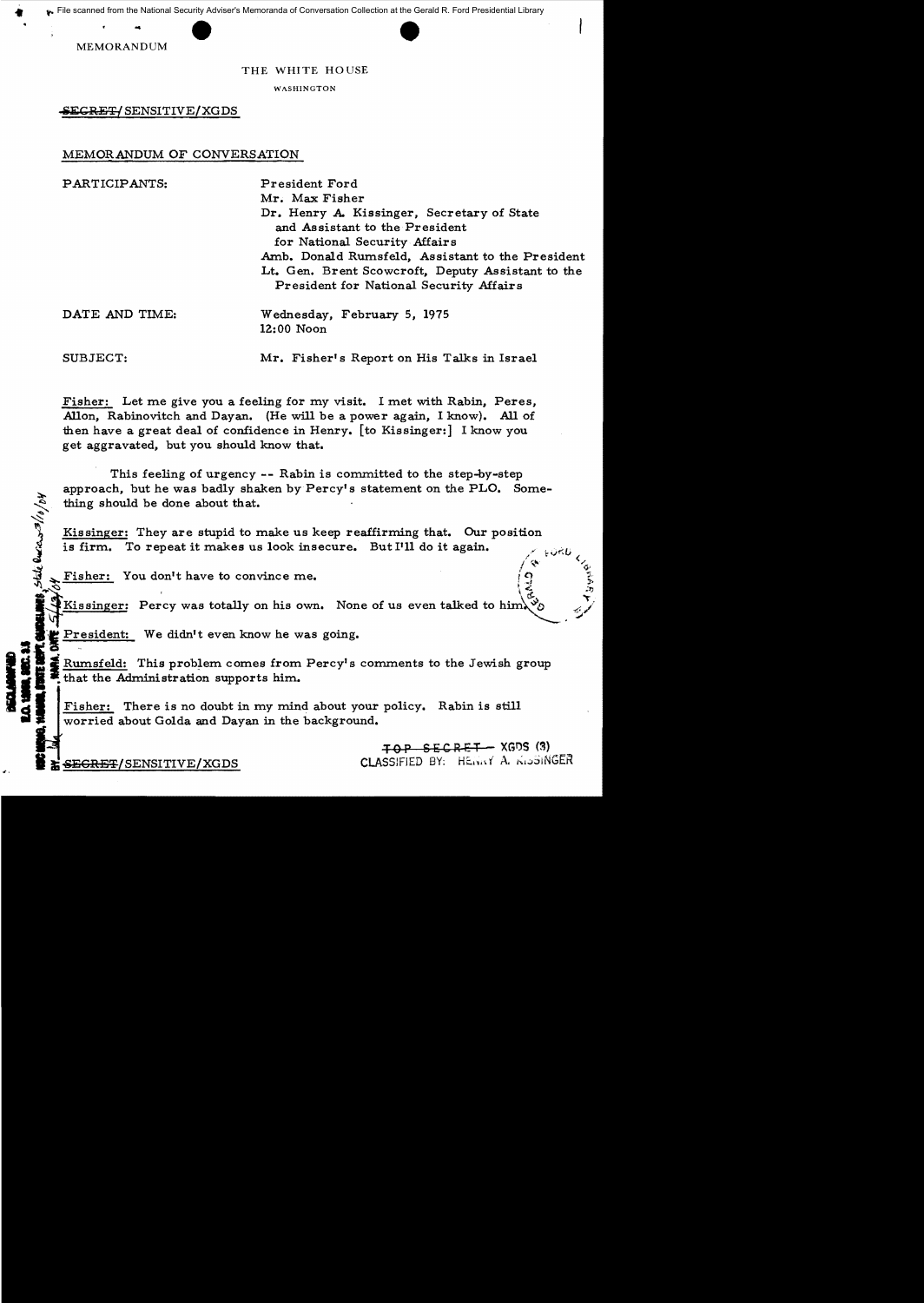File scanned from the National Security Adviser's Memoranda of Conversation Collection at the Gerald R. Ford Presidential Library

MEMORANDUM

THE WHITE HOUSE

WASHINGTON

~~SECRET~~/SENSITIVE/XGDS

MEMORANDUM OF CONVERSATION

PARTICIPANTS: President Ford
Mr. Max Fisher
Dr. Henry A. Kissinger, Secretary of State and Assistant to the President for National Security Affairs
Amb. Donald Rumsfeld, Assistant to the President
Lt. Gen. Brent Scowcroft, Deputy Assistant to the President for National Security Affairs

DATE AND TIME: Wednesday, February 5, 1975
12:00 Noon

SUBJECT: Mr. Fisher's Report on His Talks in Israel

Fisher: Let me give you a feeling for my visit. I met with Rabin, Peres, Allon, Rabinovitch and Dayan. (He will be a power again, I know). All of then have a great deal of confidence in Henry. [to Kissinger:] I know you get aggravated, but you should know that.

This feeling of urgency -- Rabin is committed to the step-by-step approach, but he was badly shaken by Percy's statement on the PLO. Something should be done about that.

Kissinger: They are stupid to make us keep reaffirming that. Our position is firm. To repeat it makes us look insecure. But I'll do it again.

Fisher: You don't have to convince me.

Kissinger: Percy was totally on his own. None of us even talked to him.

President: We didn't even know he was going.

Rumsfeld: This problem comes from Percy's comments to the Jewish group that the Administration supports him.

Fisher: There is no doubt in my mind about your policy. Rabin is still worried about Golda and Dayan in the background.

~~SECRET~~/SENSITIVE/XGDS

~~TOP SECRET~~ XGDS (3)
CLASSIFIED BY: HENRY A. KISSINGER

DECLASSIFIED E.O. 12958, SEC. 3.5 NSC MEMO, 11/24/98, STATE DEPT. GUIDELINES, State Review 3/10/04 BY [illegible], NARA, DATE 5/13/04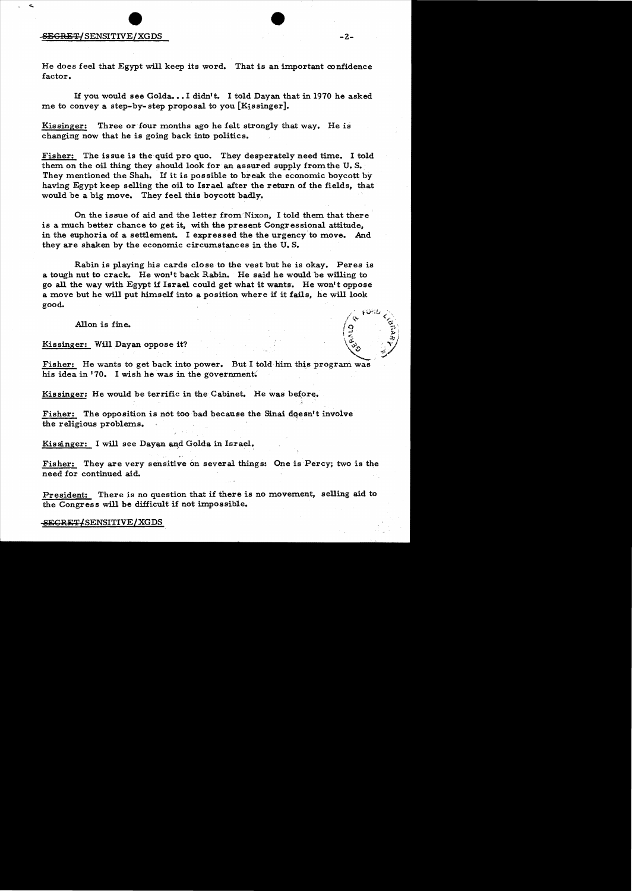He does feel that Egypt will keep its word. That is an important confidence factor.

If you would see Golda... I didn't. I told Dayan that in 1970 he asked me to convey a step-by-step proposal to you [Kissinger].

Kissinger: Three or four months ago he felt strongly that way. He is changing now that he is going back into politics.

Fisher: The issue is the quid pro quo. They desperately need time. I told them on the oil thing they should look for an assured supply from the U. S. They mentioned the Shah. If it is possible to break the economic boycott by having Egypt keep selling the oil to Israel after the return of the fields, that would be a big move. They feel this boycott badly.

On the issue of aid and the letter from Nixon, I told them that there is a much better chance to get it, with the present Congressional attitude, in the euphoria of a settlement. I expressed the the urgency to move. And they are shaken by the economic circumstances in the U. S.

Rabin is playing his cards close to the vest but he is okay. Peres is a tough nut to crack. He won't back Rabin. He said he would be willing to go all the way with Egypt if Israel could get what it wants. He won't oppose a move but he will put himself into a position where if it fails, he will look good.

Allon is fine.

Kissinger: Will Dayan oppose it?

Fisher: He wants to get back into power. But I told him this program was his idea in '70. I wish he was in the government.

Kissinger: He would be terrific in the Cabinet. He was before.

Fisher: The opposition is not too bad because the Sinai doesn't involve the religious problems.

Kissinger: I will see Dayan and Golda in Israel.

Fisher: They are very sensitive on several things: One is Percy; two is the need for continued aid.

President: There is no question that if there is no movement, selling aid to the Congress will be difficult if not impossible.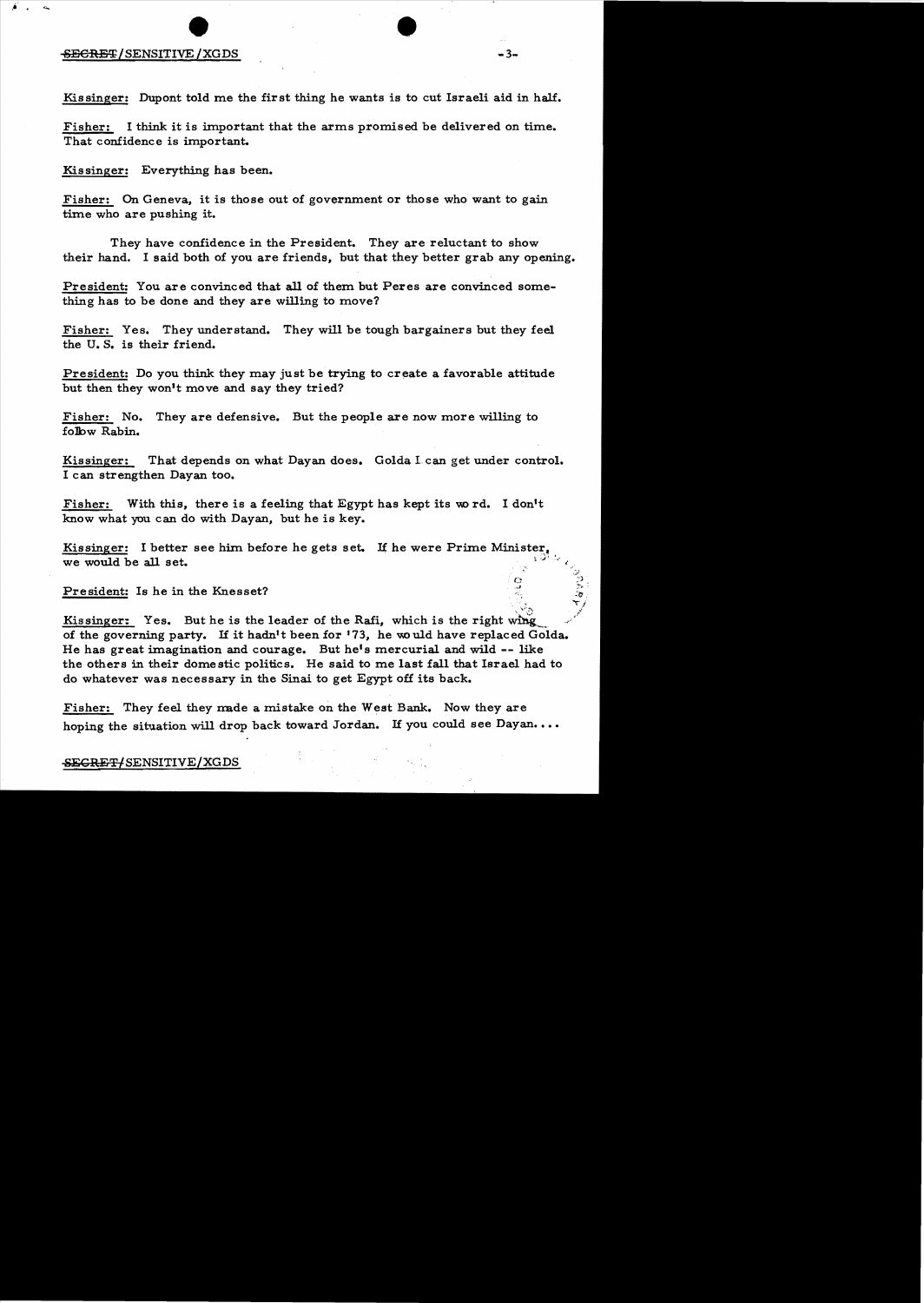Kissinger: Dupont told me the first thing he wants is to cut Israeli aid in half.

Fisher: I think it is important that the arms promised be delivered on time. That confidence is important.

Kissinger: Everything has been.

Fisher: On Geneva, it is those out of government or those who want to gain time who are pushing it.

They have confidence in the President. They are reluctant to show their hand. I said both of you are friends, but that they better grab any opening.

President: You are convinced that all of them but Peres are convinced something has to be done and they are willing to move?

Fisher: Yes. They understand. They will be tough bargainers but they feel the U.S. is their friend.

President: Do you think they may just be trying to create a favorable attitude but then they won't move and say they tried?

Fisher: No. They are defensive. But the people are now more willing to follow Rabin.

Kissinger: That depends on what Dayan does. Golda I can get under control. I can strengthen Dayan too.

Fisher: With this, there is a feeling that Egypt has kept its word. I don't know what you can do with Dayan, but he is key.

Kissinger: I better see him before he gets set. If he were Prime Minister, we would be all set.

President: Is he in the Knesset?

Kissinger: Yes. But he is the leader of the Rafi, which is the right wing of the governing party. If it hadn't been for '73, he would have replaced Golda. He has great imagination and courage. But he's mercurial and wild -- like the others in their domestic politics. He said to me last fall that Israel had to do whatever was necessary in the Sinai to get Egypt off its back.

Fisher: They feel they made a mistake on the West Bank. Now they are hoping the situation will drop back toward Jordan. If you could see Dayan....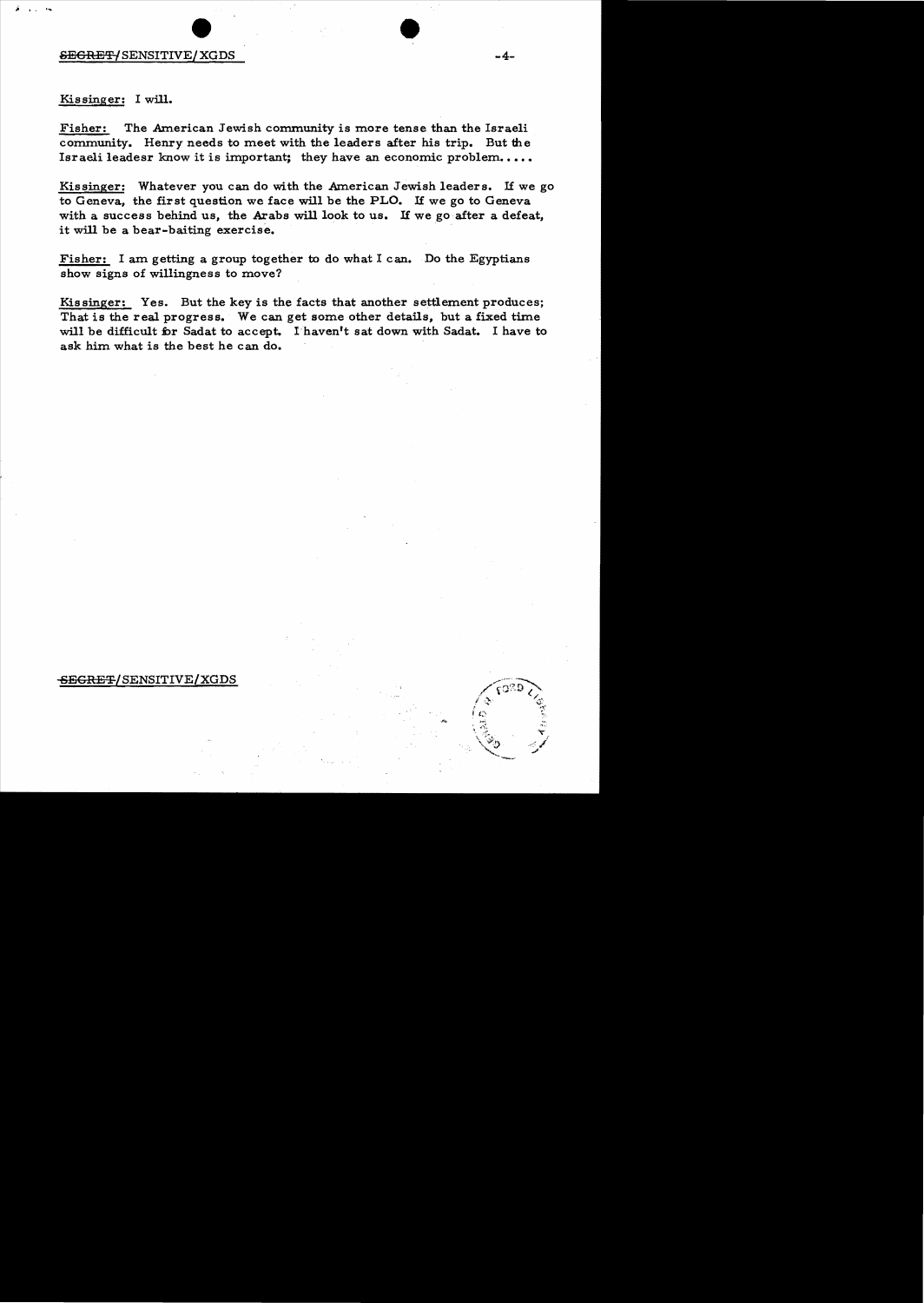Kissinger: I will.

Fisher: The American Jewish community is more tense than the Israeli community. Henry needs to meet with the leaders after his trip. But the Israeli leadesr know it is important; they have an economic problem.....

Kissinger: Whatever you can do with the American Jewish leaders. If we go to Geneva, the first question we face will be the PLO. If we go to Geneva with a success behind us, the Arabs will look to us. If we go after a defeat, it will be a bear-baiting exercise.

Fisher: I am getting a group together to do what I can. Do the Egyptians show signs of willingness to move?

Kissinger: Yes. But the key is the facts that another settlement produces; That is the real progress. We can get some other details, but a fixed time will be difficult for Sadat to accept. I haven't sat down with Sadat. I have to ask him what is the best he can do.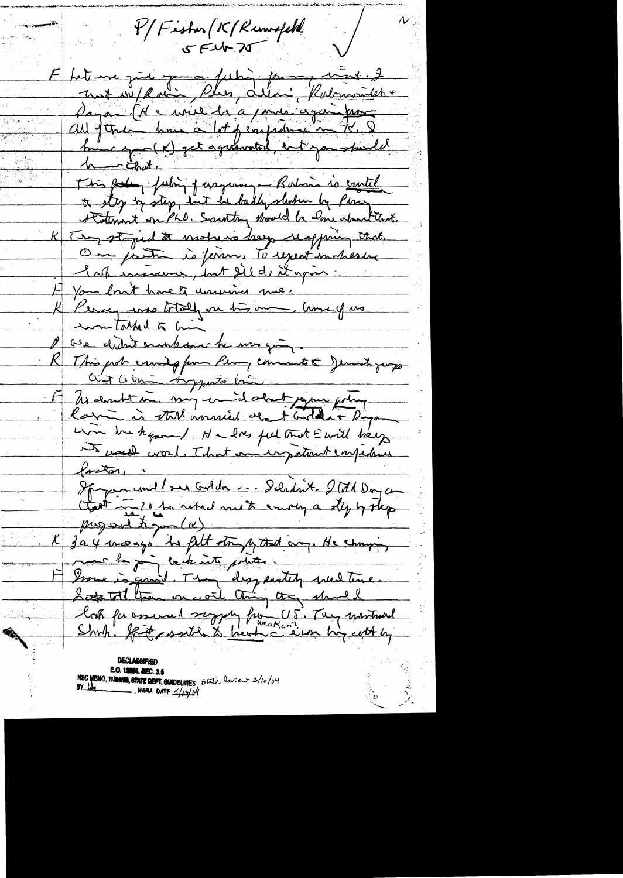P/Fisher/K/Rumsfeld
5 Feb 75

F Let me give you a feeling for my visit. I met w/Rabin, Peres, Allon, Rabinowitz + Dayan. (He will be a power again soon.) All of them have a lot of confidence in K. I know you (K) get aggravated, but you should know that.

This feeling feeling of urgency — Rabin is committed to step by step, but he badly shaken by Peres statement on PLO. Something should be done about that.

K I've stopped to make no keep slapping that. Our position is firm. To expect mushiness look insurance, but I'll do it again.

F You don't have to convince me.

K Peres was totally on his own, none of us were talked to him

P We didn't know he was going.

R This got enough from Peres comments & Jewish groups. But a lot of support for him.

F No doubt in my mind about your policy. Rabin is still worried about Golda & Dayan — when he goes. He does feel that E will keep its word. That an important confidence factor.

If you could see Golda... I didn't. I told Dayan that in '70 he asked me to convey a step by step proposal to you (K)

K 3 or 4 weeks ago he felt strongly that way. He changing now he going back into politics.

F Ismail is good. They desperately need time. I told them on oil thing they should look for assured supply from US. They mentioned Shah. If it results to (weaken?) Iran they could by

**DECLASSIFIED**
E.O. 12958, SEC. 3.5
NSC MEMO, 11/24/98, STATE DEPT. GUIDELINES, State Review 3/10/04
BY ___, NARA DATE 5/13/04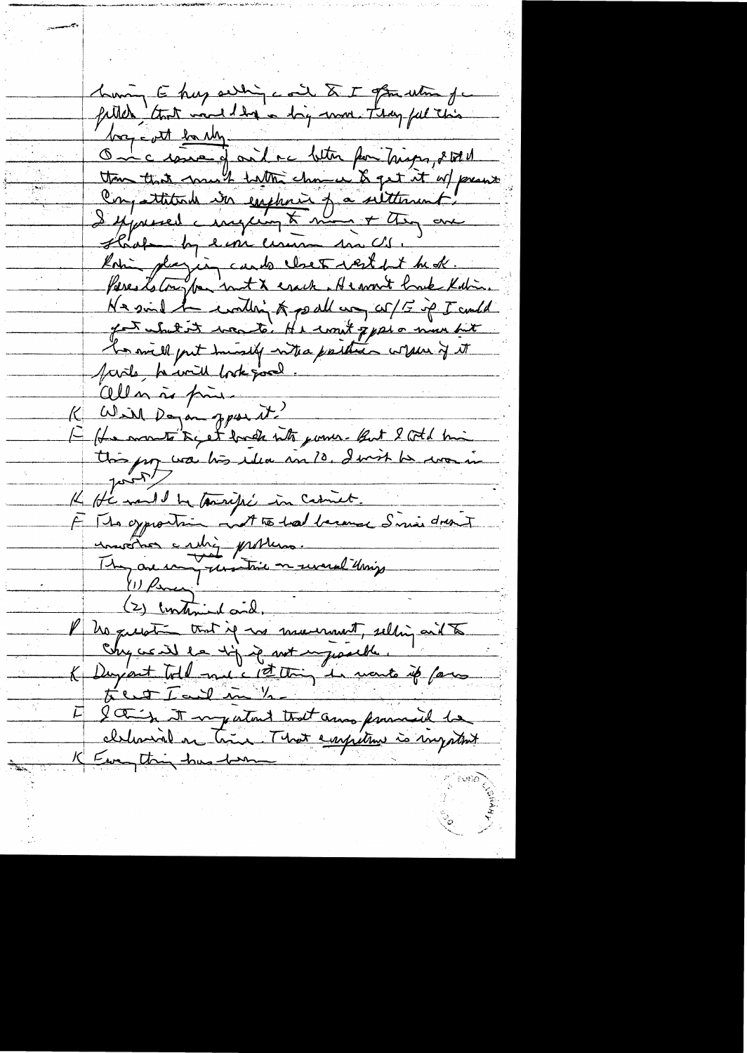having E[gypt] buy something + oil & I [have] a formation for

[?] that would be a big one. They feel this

[?] badly.

On the issue of oil we better from [?] [?]

than that [?] better chance & get it w/ present

Cong. attitude in emphasis of a settlement.

I expressed [?] & [?] + they are

[?] by [?] [?] in US.

Rabin playing cards close to vest but he ok.

Peres is tougher but a crack. He wont back Rabin.

He said he [?] & [?] all [?] w/ E if I could

get what it wants. He wont oppose a move but

he will put himself into a position where if it

fails he will look good.

All in is fine.

K Will Dayan oppose it?

F He wants to get back into power. But I told him

this proj was his idea in 70. I [?] he was in

[?]

K He would be [?] in Cabinet.

F The opposition not too bad because [?] doesn't

[?] [?] problems.

They are [?] [?] on several things

(1) Passes

(2) Continued oil.

P No question that if no movement, selling aid to

Cong. will be tough if not impossible.

K Dupont told me the 1st thing he wants is passes

& 2nd I oil in ½.

F I think it important that arms promised be

delivered on time. That expectation is important.

K Every thing has been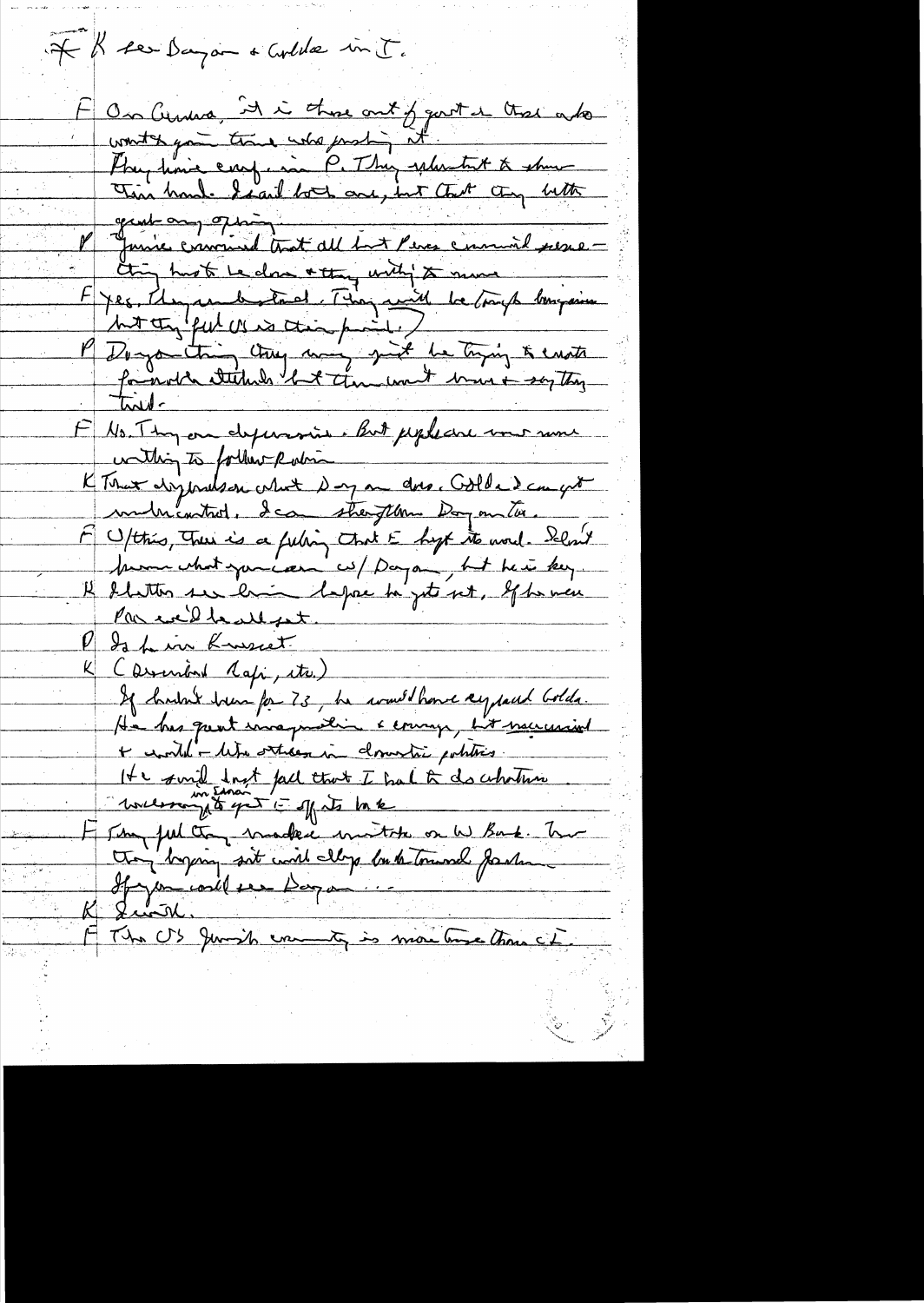\* K see Dayan + Golda in I.

F On Geneva, it is those out of govt & those who want to join those who pushing it. They have conf. in P. They reluctant to show their hand. I said both are, but that they better get on by opening.

P Javits convinced that all but Peres convinced something has to be done + they willing to move.

F Yes, they understand. They will be tough bargainers but they feel US is their friend.

P Dayan thinks they may just be trying to create favorable attitude but then won't move & say they tried.

F No. They are desperate. But people are more & more willing to follow Rabin.

K That's my judgment. What Dayan does, Golda I can get under control. I can strengthen Dayan too.

F W/this, there is a feeling that E kept its word. I don't know what you can do w/ Dayan, but he is key.

K I better see him before he gets set. If he were PM we'd be all set.

P Is he in Knesset?

K (Described Rafi, etc.)

If hadn't been for 73, he would have replaced Golda. He has great imagination & courage, but mercurial & volatile - like others in domestic politics.

He said last fall that I had to do whatever necessary in Sinai to get E off its back.

F They feel they made mistake on W Bank. Now they hoping it will drop back toward Jordan.

If you could see Dayan ...

K I will.

F The US Jewish community is more tense than I.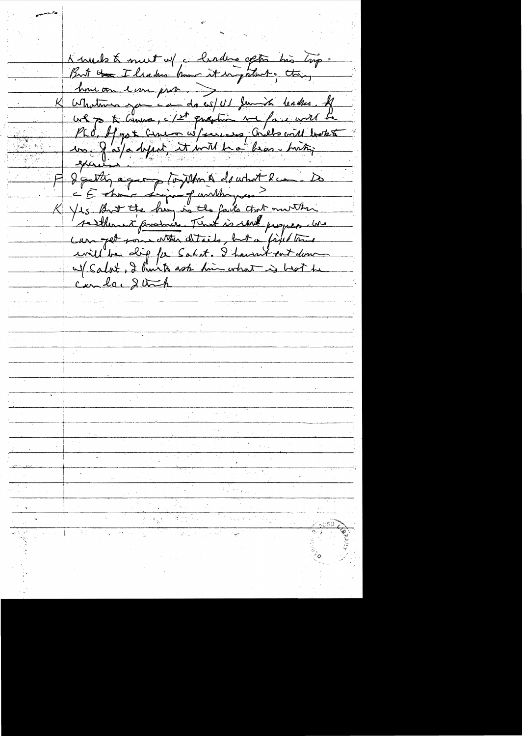K wants to meet w/ a leaders after his trip. But the I leaders know it important, they have an even part.

K Whatever you can do w/ US Jewish leaders. If we go to Geneva, c 1st question we face will be PLO. If go to Geneva w/ success, Arabs will want to win. If w/o defeat, it will be a bear-baiting exercise.

F I getting a group together to do what I can. Do c E show sign of willingness?

K Yes. But the key is the facts that another settlement promise. That is work progress. We can get some other details, but a fixed time will be dif for Sadat. I haven't met down w/ Sadat, I want to ask him what is best he can do, I think